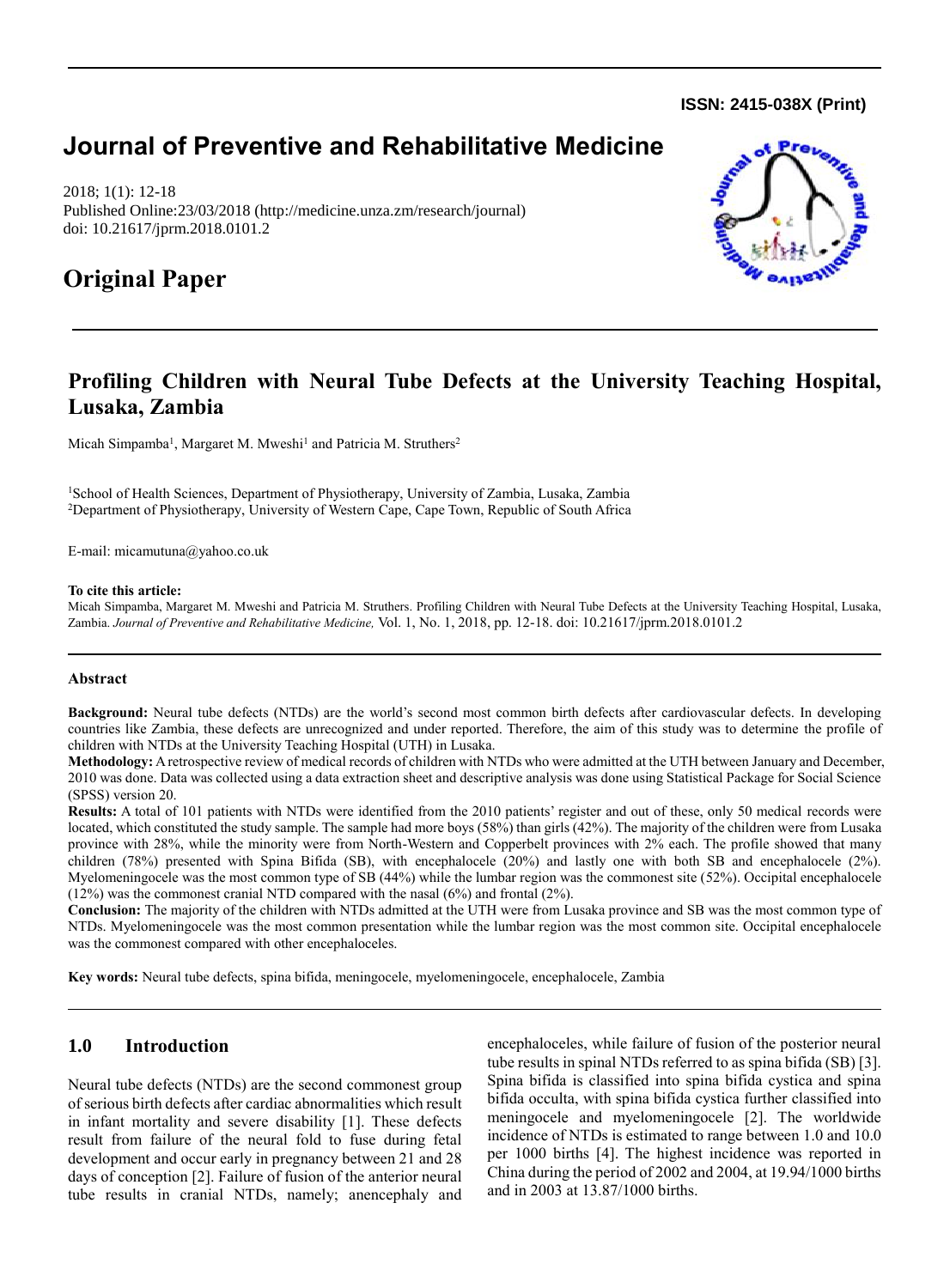**ISSN: 2415-038X (Print)**

# Journal of Preventive and Rehabilitative Medicine

2018; 1(1): 12-18
Published Online:23/03/2018 (http://medicine.unza.zm/research/journal)
doi: 10.21617/jprm.2018.0101.2

# Original Paper

## Profiling Children with Neural Tube Defects at the University Teaching Hospital, Lusaka, Zambia

Micah Simpamba[1], Margaret M. Mweshi[1] and Patricia M. Struthers[2]

[1]School of Health Sciences, Department of Physiotherapy, University of Zambia, Lusaka, Zambia
[2]Department of Physiotherapy, University of Western Cape, Cape Town, Republic of South Africa

E-mail: micamutuna@yahoo.co.uk

**To cite this article:**
Micah Simpamba, Margaret M. Mweshi and Patricia M. Struthers. Profiling Children with Neural Tube Defects at the University Teaching Hospital, Lusaka, Zambia. *Journal of Preventive and Rehabilitative Medicine,* Vol. 1, No. 1, 2018, pp. 12-18. doi: 10.21617/jprm.2018.0101.2

### Abstract

**Background:** Neural tube defects (NTDs) are the world's second most common birth defects after cardiovascular defects. In developing countries like Zambia, these defects are unrecognized and under reported. Therefore, the aim of this study was to determine the profile of children with NTDs at the University Teaching Hospital (UTH) in Lusaka.

**Methodology:** A retrospective review of medical records of children with NTDs who were admitted at the UTH between January and December, 2010 was done. Data was collected using a data extraction sheet and descriptive analysis was done using Statistical Package for Social Science (SPSS) version 20.

**Results:** A total of 101 patients with NTDs were identified from the 2010 patients' register and out of these, only 50 medical records were located, which constituted the study sample. The sample had more boys (58%) than girls (42%). The majority of the children were from Lusaka province with 28%, while the minority were from North-Western and Copperbelt provinces with 2% each. The profile showed that many children (78%) presented with Spina Bifida (SB), with encephalocele (20%) and lastly one with both SB and encephalocele (2%). Myelomeningocele was the most common type of SB (44%) while the lumbar region was the commonest site (52%). Occipital encephalocele (12%) was the commonest cranial NTD compared with the nasal (6%) and frontal (2%).

**Conclusion:** The majority of the children with NTDs admitted at the UTH were from Lusaka province and SB was the most common type of NTDs. Myelomeningocele was the most common presentation while the lumbar region was the most common site. Occipital encephalocele was the commonest compared with other encephaloceles.

**Key words:** Neural tube defects, spina bifida, meningocele, myelomeningocele, encephalocele, Zambia

## 1.0 Introduction

Neural tube defects (NTDs) are the second commonest group of serious birth defects after cardiac abnormalities which result in infant mortality and severe disability [1]. These defects result from failure of the neural fold to fuse during fetal development and occur early in pregnancy between 21 and 28 days of conception [2]. Failure of fusion of the anterior neural tube results in cranial NTDs, namely; anencephaly and encephaloceles, while failure of fusion of the posterior neural tube results in spinal NTDs referred to as spina bifida (SB) [3]. Spina bifida is classified into spina bifida cystica and spina bifida occulta, with spina bifida cystica further classified into meningocele and myelomeningocele [2]. The worldwide incidence of NTDs is estimated to range between 1.0 and 10.0 per 1000 births [4]. The highest incidence was reported in China during the period of 2002 and 2004, at 19.94/1000 births and in 2003 at 13.87/1000 births.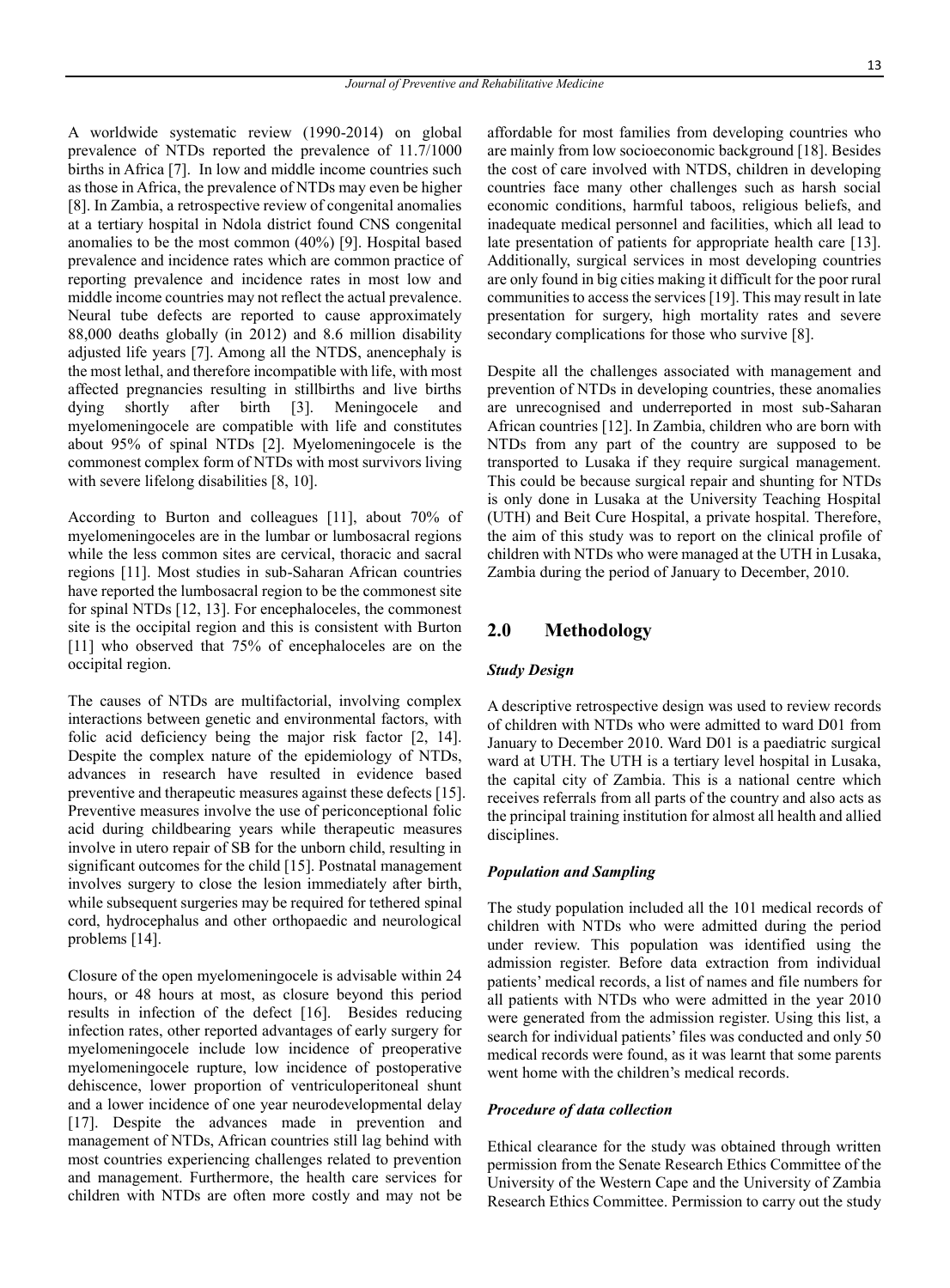A worldwide systematic review (1990-2014) on global prevalence of NTDs reported the prevalence of 11.7/1000 births in Africa [7]. In low and middle income countries such as those in Africa, the prevalence of NTDs may even be higher [8]. In Zambia, a retrospective review of congenital anomalies at a tertiary hospital in Ndola district found CNS congenital anomalies to be the most common (40%) [9]. Hospital based prevalence and incidence rates which are common practice of reporting prevalence and incidence rates in most low and middle income countries may not reflect the actual prevalence. Neural tube defects are reported to cause approximately 88,000 deaths globally (in 2012) and 8.6 million disability adjusted life years [7]. Among all the NTDS, anencephaly is the most lethal, and therefore incompatible with life, with most affected pregnancies resulting in stillbirths and live births dying shortly after birth [3]. Meningocele and myelomeningocele are compatible with life and constitutes about 95% of spinal NTDs [2]. Myelomeningocele is the commonest complex form of NTDs with most survivors living with severe lifelong disabilities [8, 10].

According to Burton and colleagues [11], about 70% of myelomeningoceles are in the lumbar or lumbosacral regions while the less common sites are cervical, thoracic and sacral regions [11]. Most studies in sub-Saharan African countries have reported the lumbosacral region to be the commonest site for spinal NTDs [12, 13]. For encephaloceles, the commonest site is the occipital region and this is consistent with Burton [11] who observed that 75% of encephaloceles are on the occipital region.

The causes of NTDs are multifactorial, involving complex interactions between genetic and environmental factors, with folic acid deficiency being the major risk factor [2, 14]. Despite the complex nature of the epidemiology of NTDs, advances in research have resulted in evidence based preventive and therapeutic measures against these defects [15]. Preventive measures involve the use of periconceptional folic acid during childbearing years while therapeutic measures involve in utero repair of SB for the unborn child, resulting in significant outcomes for the child [15]. Postnatal management involves surgery to close the lesion immediately after birth, while subsequent surgeries may be required for tethered spinal cord, hydrocephalus and other orthopaedic and neurological problems [14].

Closure of the open myelomeningocele is advisable within 24 hours, or 48 hours at most, as closure beyond this period results in infection of the defect [16]. Besides reducing infection rates, other reported advantages of early surgery for myelomeningocele include low incidence of preoperative myelomeningocele rupture, low incidence of postoperative dehiscence, lower proportion of ventriculoperitoneal shunt and a lower incidence of one year neurodevelopmental delay [17]. Despite the advances made in prevention and management of NTDs, African countries still lag behind with most countries experiencing challenges related to prevention and management. Furthermore, the health care services for children with NTDs are often more costly and may not be affordable for most families from developing countries who are mainly from low socioeconomic background [18]. Besides the cost of care involved with NTDS, children in developing countries face many other challenges such as harsh social economic conditions, harmful taboos, religious beliefs, and inadequate medical personnel and facilities, which all lead to late presentation of patients for appropriate health care [13]. Additionally, surgical services in most developing countries are only found in big cities making it difficult for the poor rural communities to access the services [19]. This may result in late presentation for surgery, high mortality rates and severe secondary complications for those who survive [8].

Despite all the challenges associated with management and prevention of NTDs in developing countries, these anomalies are unrecognised and underreported in most sub-Saharan African countries [12]. In Zambia, children who are born with NTDs from any part of the country are supposed to be transported to Lusaka if they require surgical management. This could be because surgical repair and shunting for NTDs is only done in Lusaka at the University Teaching Hospital (UTH) and Beit Cure Hospital, a private hospital. Therefore, the aim of this study was to report on the clinical profile of children with NTDs who were managed at the UTH in Lusaka, Zambia during the period of January to December, 2010.

## 2.0 Methodology

### *Study Design*

A descriptive retrospective design was used to review records of children with NTDs who were admitted to ward D01 from January to December 2010. Ward D01 is a paediatric surgical ward at UTH. The UTH is a tertiary level hospital in Lusaka, the capital city of Zambia. This is a national centre which receives referrals from all parts of the country and also acts as the principal training institution for almost all health and allied disciplines.

### *Population and Sampling*

The study population included all the 101 medical records of children with NTDs who were admitted during the period under review. This population was identified using the admission register. Before data extraction from individual patients' medical records, a list of names and file numbers for all patients with NTDs who were admitted in the year 2010 were generated from the admission register. Using this list, a search for individual patients' files was conducted and only 50 medical records were found, as it was learnt that some parents went home with the children's medical records.

### *Procedure of data collection*

Ethical clearance for the study was obtained through written permission from the Senate Research Ethics Committee of the University of the Western Cape and the University of Zambia Research Ethics Committee. Permission to carry out the study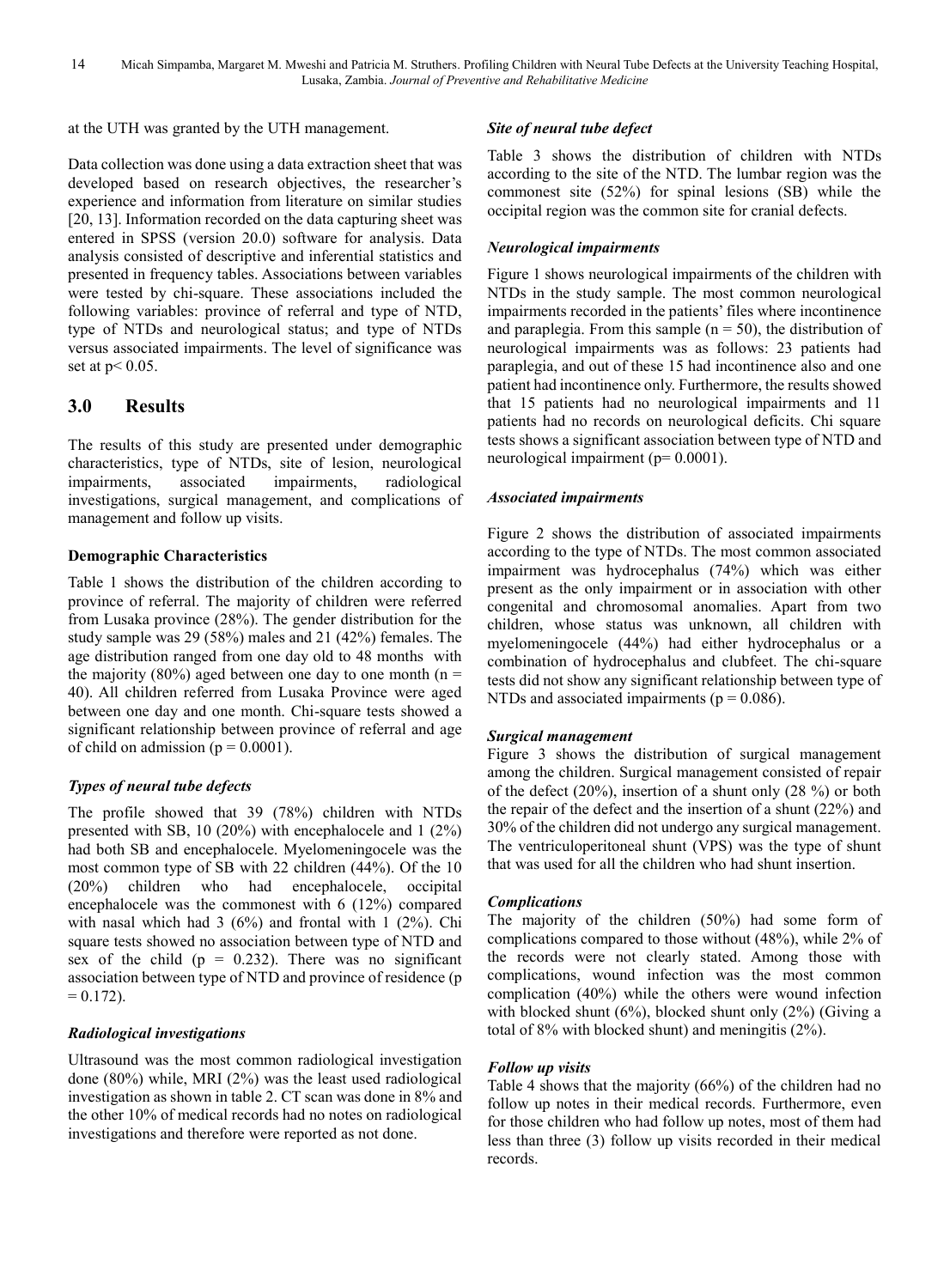at the UTH was granted by the UTH management.

Data collection was done using a data extraction sheet that was developed based on research objectives, the researcher's experience and information from literature on similar studies [20, 13]. Information recorded on the data capturing sheet was entered in SPSS (version 20.0) software for analysis. Data analysis consisted of descriptive and inferential statistics and presented in frequency tables. Associations between variables were tested by chi-square. These associations included the following variables: province of referral and type of NTD, type of NTDs and neurological status; and type of NTDs versus associated impairments. The level of significance was set at $p < 0.05$.

## 3.0 Results

The results of this study are presented under demographic characteristics, type of NTDs, site of lesion, neurological impairments, associated impairments, radiological investigations, surgical management, and complications of management and follow up visits.

### Demographic Characteristics

Table 1 shows the distribution of the children according to province of referral. The majority of children were referred from Lusaka province (28%). The gender distribution for the study sample was 29 (58%) males and 21 (42%) females. The age distribution ranged from one day old to 48 months with the majority (80%) aged between one day to one month ($n = 40$). All children referred from Lusaka Province were aged between one day and one month. Chi-square tests showed a significant relationship between province of referral and age of child on admission ($p = 0.0001$).

### *Types of neural tube defects*

The profile showed that 39 (78%) children with NTDs presented with SB, 10 (20%) with encephalocele and 1 (2%) had both SB and encephalocele. Myelomeningocele was the most common type of SB with 22 children (44%). Of the 10 (20%) children who had encephalocele, occipital encephalocele was the commonest with 6 (12%) compared with nasal which had 3 (6%) and frontal with 1 (2%). Chi square tests showed no association between type of NTD and sex of the child ($p = 0.232$). There was no significant association between type of NTD and province of residence ($p = 0.172$).

### *Radiological investigations*

Ultrasound was the most common radiological investigation done (80%) while, MRI (2%) was the least used radiological investigation as shown in table 2. CT scan was done in 8% and the other 10% of medical records had no notes on radiological investigations and therefore were reported as not done.

### *Site of neural tube defect*

Table 3 shows the distribution of children with NTDs according to the site of the NTD. The lumbar region was the commonest site (52%) for spinal lesions (SB) while the occipital region was the common site for cranial defects.

### *Neurological impairments*

Figure 1 shows neurological impairments of the children with NTDs in the study sample. The most common neurological impairments recorded in the patients' files where incontinence and paraplegia. From this sample ($n = 50$), the distribution of neurological impairments was as follows: 23 patients had paraplegia, and out of these 15 had incontinence also and one patient had incontinence only. Furthermore, the results showed that 15 patients had no neurological impairments and 11 patients had no records on neurological deficits. Chi square tests shows a significant association between type of NTD and neurological impairment ($p = 0.0001$).

### *Associated impairments*

Figure 2 shows the distribution of associated impairments according to the type of NTDs. The most common associated impairment was hydrocephalus (74%) which was either present as the only impairment or in association with other congenital and chromosomal anomalies. Apart from two children, whose status was unknown, all children with myelomeningocele (44%) had either hydrocephalus or a combination of hydrocephalus and clubfeet. The chi-square tests did not show any significant relationship between type of NTDs and associated impairments ($p = 0.086$).

### *Surgical management*

Figure 3 shows the distribution of surgical management among the children. Surgical management consisted of repair of the defect (20%), insertion of a shunt only (28 %) or both the repair of the defect and the insertion of a shunt (22%) and 30% of the children did not undergo any surgical management. The ventriculoperitoneal shunt (VPS) was the type of shunt that was used for all the children who had shunt insertion.

### *Complications*

The majority of the children (50%) had some form of complications compared to those without (48%), while 2% of the records were not clearly stated. Among those with complications, wound infection was the most common complication (40%) while the others were wound infection with blocked shunt (6%), blocked shunt only (2%) (Giving a total of 8% with blocked shunt) and meningitis (2%).

### *Follow up visits*

Table 4 shows that the majority (66%) of the children had no follow up notes in their medical records. Furthermore, even for those children who had follow up notes, most of them had less than three (3) follow up visits recorded in their medical records.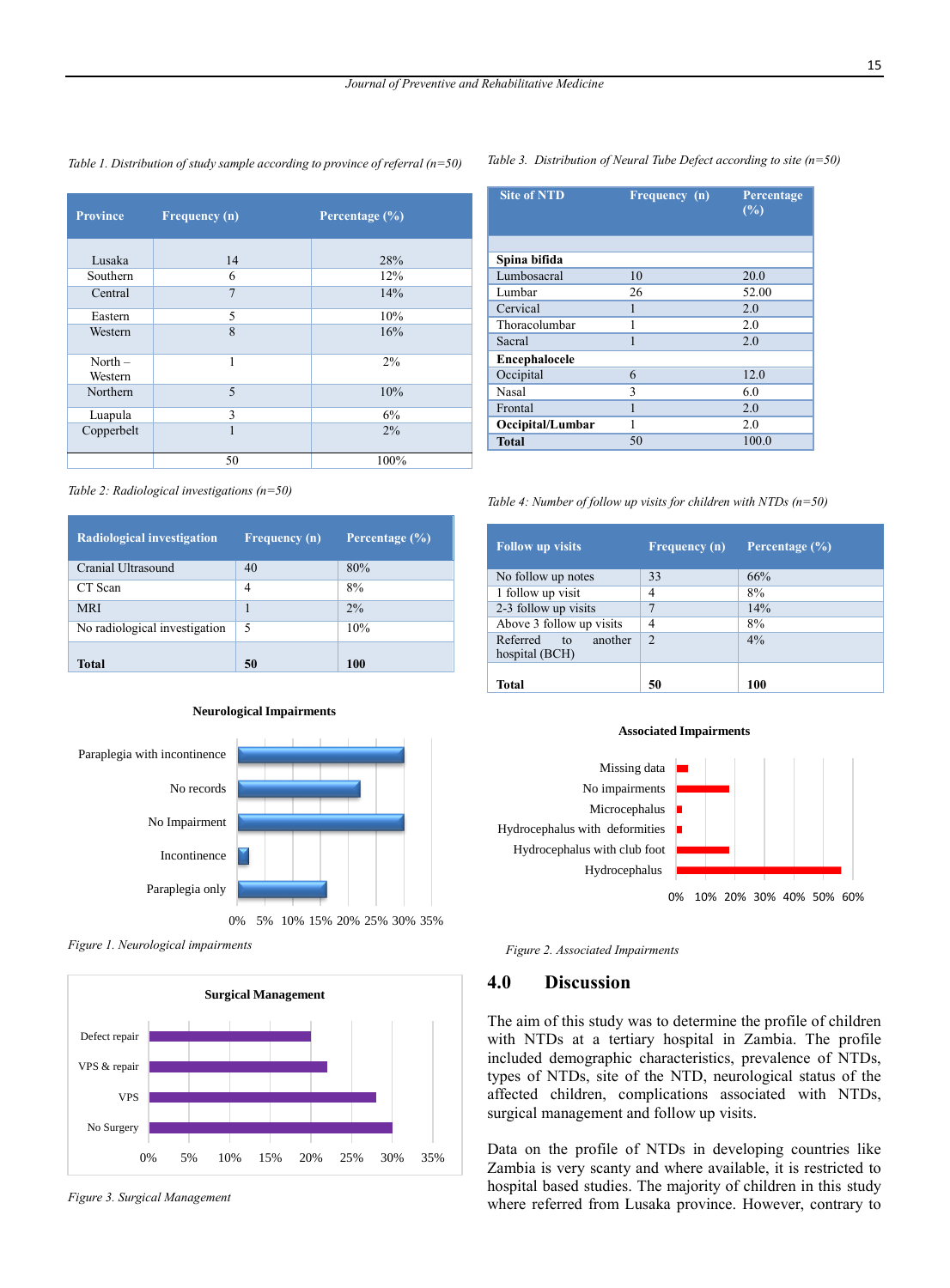Table 1. Distribution of study sample according to province of referral (n=50)

| Province | Frequency (n) | Percentage (%) |
|---|---|---|
| Lusaka | 14 | 28% |
| Southern | 6 | 12% |
| Central | 7 | 14% |
| Eastern | 5 | 10% |
| Western | 8 | 16% |
| North – Western | 1 | 2% |
| Northern | 5 | 10% |
| Luapula | 3 | 6% |
| Copperbelt | 1 | 2% |
| | 50 | 100% |

Table 2: Radiological investigations (n=50)

| Radiological investigation | Frequency (n) | Percentage (%) |
|---|---|---|
| Cranial Ultrasound | 40 | 80% |
| CT Scan | 4 | 8% |
| MRI | 1 | 2% |
| No radiological investigation | 5 | 10% |
| **Total** | **50** | **100** |

**Neurological Impairments**

| Category | Percentage (approx.) |
|---|---|
| Paraplegia with incontinence | 30% |
| No records | 22% |
| No Impairment | 30% |
| Incontinence | 2% |
| Paraplegia only | 16% |

Figure 1. Neurological impairments

**Surgical Management**

| Category | Percentage (approx.) |
|---|---|
| Defect repair | 20% |
| VPS & repair | 22% |
| VPS | 28% |
| No Surgery | 30% |

Figure 3. Surgical Management

Table 3. Distribution of Neural Tube Defect according to site (n=50)

| Site of NTD | Frequency (n) | Percentage (%) |
|---|---|---|
| **Spina bifida** | | |
| Lumbosacral | 10 | 20.0 |
| Lumbar | 26 | 52.00 |
| Cervical | 1 | 2.0 |
| Thoracolumbar | 1 | 2.0 |
| Sacral | 1 | 2.0 |
| **Encephalocele** | | |
| Occipital | 6 | 12.0 |
| Nasal | 3 | 6.0 |
| Frontal | 1 | 2.0 |
| **Occipital/Lumbar** | 1 | 2.0 |
| **Total** | 50 | 100.0 |

Table 4: Number of follow up visits for children with NTDs (n=50)

| Follow up visits | Frequency (n) | Percentage (%) |
|---|---|---|
| No follow up notes | 33 | 66% |
| 1 follow up visit | 4 | 8% |
| 2-3 follow up visits | 7 | 14% |
| Above 3 follow up visits | 4 | 8% |
| Referred to another hospital (BCH) | 2 | 4% |
| **Total** | **50** | **100** |

**Associated Impairments**

| Category | Percentage (approx.) |
|---|---|
| Missing data | 4% |
| No impairments | 18% |
| Microcephalus | 2% |
| Hydrocephalus with deformities | 2% |
| Hydrocephalus with club foot | 18% |
| Hydrocephalus | 56% |

Figure 2. Associated Impairments

## 4.0 Discussion

The aim of this study was to determine the profile of children with NTDs at a tertiary hospital in Zambia. The profile included demographic characteristics, prevalence of NTDs, types of NTDs, site of the NTD, neurological status of the affected children, complications associated with NTDs, surgical management and follow up visits.

Data on the profile of NTDs in developing countries like Zambia is very scanty and where available, it is restricted to hospital based studies. The majority of children in this study where referred from Lusaka province. However, contrary to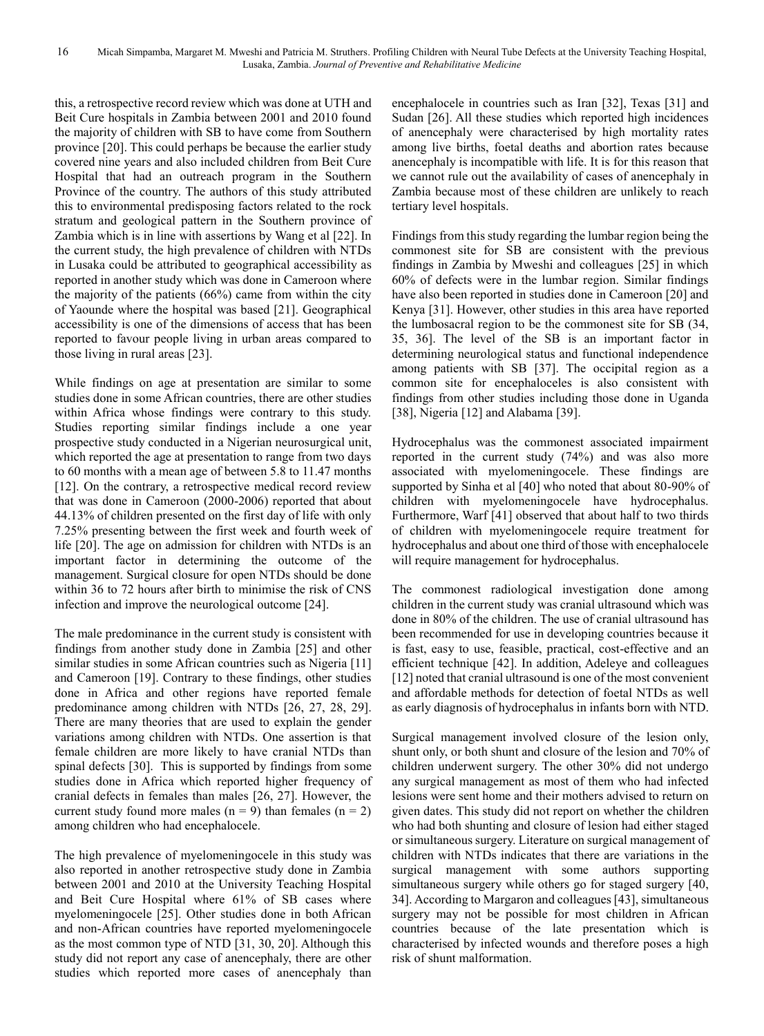this, a retrospective record review which was done at UTH and Beit Cure hospitals in Zambia between 2001 and 2010 found the majority of children with SB to have come from Southern province [20]. This could perhaps be because the earlier study covered nine years and also included children from Beit Cure Hospital that had an outreach program in the Southern Province of the country. The authors of this study attributed this to environmental predisposing factors related to the rock stratum and geological pattern in the Southern province of Zambia which is in line with assertions by Wang et al [22]. In the current study, the high prevalence of children with NTDs in Lusaka could be attributed to geographical accessibility as reported in another study which was done in Cameroon where the majority of the patients (66%) came from within the city of Yaounde where the hospital was based [21]. Geographical accessibility is one of the dimensions of access that has been reported to favour people living in urban areas compared to those living in rural areas [23].

While findings on age at presentation are similar to some studies done in some African countries, there are other studies within Africa whose findings were contrary to this study. Studies reporting similar findings include a one year prospective study conducted in a Nigerian neurosurgical unit, which reported the age at presentation to range from two days to 60 months with a mean age of between 5.8 to 11.47 months [12]. On the contrary, a retrospective medical record review that was done in Cameroon (2000-2006) reported that about 44.13% of children presented on the first day of life with only 7.25% presenting between the first week and fourth week of life [20]. The age on admission for children with NTDs is an important factor in determining the outcome of the management. Surgical closure for open NTDs should be done within 36 to 72 hours after birth to minimise the risk of CNS infection and improve the neurological outcome [24].

The male predominance in the current study is consistent with findings from another study done in Zambia [25] and other similar studies in some African countries such as Nigeria [11] and Cameroon [19]. Contrary to these findings, other studies done in Africa and other regions have reported female predominance among children with NTDs [26, 27, 28, 29]. There are many theories that are used to explain the gender variations among children with NTDs. One assertion is that female children are more likely to have cranial NTDs than spinal defects [30]. This is supported by findings from some studies done in Africa which reported higher frequency of cranial defects in females than males [26, 27]. However, the current study found more males (n = 9) than females (n = 2) among children who had encephalocele.

The high prevalence of myelomeningocele in this study was also reported in another retrospective study done in Zambia between 2001 and 2010 at the University Teaching Hospital and Beit Cure Hospital where 61% of SB cases where myelomeningocele [25]. Other studies done in both African and non-African countries have reported myelomeningocele as the most common type of NTD [31, 30, 20]. Although this study did not report any case of anencephaly, there are other studies which reported more cases of anencephaly than encephalocele in countries such as Iran [32], Texas [31] and Sudan [26]. All these studies which reported high incidences of anencephaly were characterised by high mortality rates among live births, foetal deaths and abortion rates because anencephaly is incompatible with life. It is for this reason that we cannot rule out the availability of cases of anencephaly in Zambia because most of these children are unlikely to reach tertiary level hospitals.

Findings from this study regarding the lumbar region being the commonest site for SB are consistent with the previous findings in Zambia by Mweshi and colleagues [25] in which 60% of defects were in the lumbar region. Similar findings have also been reported in studies done in Cameroon [20] and Kenya [31]. However, other studies in this area have reported the lumbosacral region to be the commonest site for SB (34, 35, 36]. The level of the SB is an important factor in determining neurological status and functional independence among patients with SB [37]. The occipital region as a common site for encephaloceles is also consistent with findings from other studies including those done in Uganda [38], Nigeria [12] and Alabama [39].

Hydrocephalus was the commonest associated impairment reported in the current study (74%) and was also more associated with myelomeningocele. These findings are supported by Sinha et al [40] who noted that about 80-90% of children with myelomeningocele have hydrocephalus. Furthermore, Warf [41] observed that about half to two thirds of children with myelomeningocele require treatment for hydrocephalus and about one third of those with encephalocele will require management for hydrocephalus.

The commonest radiological investigation done among children in the current study was cranial ultrasound which was done in 80% of the children. The use of cranial ultrasound has been recommended for use in developing countries because it is fast, easy to use, feasible, practical, cost-effective and an efficient technique [42]. In addition, Adeleye and colleagues [12] noted that cranial ultrasound is one of the most convenient and affordable methods for detection of foetal NTDs as well as early diagnosis of hydrocephalus in infants born with NTD.

Surgical management involved closure of the lesion only, shunt only, or both shunt and closure of the lesion and 70% of children underwent surgery. The other 30% did not undergo any surgical management as most of them who had infected lesions were sent home and their mothers advised to return on given dates. This study did not report on whether the children who had both shunting and closure of lesion had either staged or simultaneous surgery. Literature on surgical management of children with NTDs indicates that there are variations in the surgical management with some authors supporting simultaneous surgery while others go for staged surgery [40, 34]. According to Margaron and colleagues [43], simultaneous surgery may not be possible for most children in African countries because of the late presentation which is characterised by infected wounds and therefore poses a high risk of shunt malformation.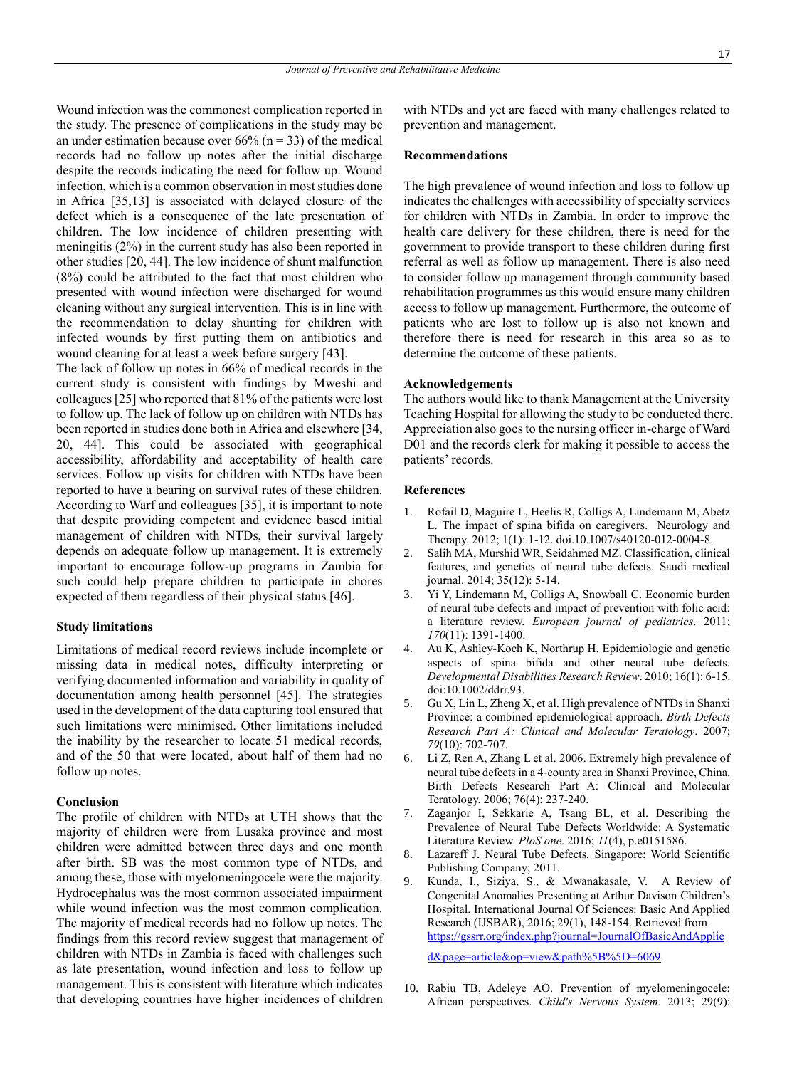Wound infection was the commonest complication reported in the study. The presence of complications in the study may be an under estimation because over 66% (n = 33) of the medical records had no follow up notes after the initial discharge despite the records indicating the need for follow up. Wound infection, which is a common observation in most studies done in Africa [35,13] is associated with delayed closure of the defect which is a consequence of the late presentation of children. The low incidence of children presenting with meningitis (2%) in the current study has also been reported in other studies [20, 44]. The low incidence of shunt malfunction (8%) could be attributed to the fact that most children who presented with wound infection were discharged for wound cleaning without any surgical intervention. This is in line with the recommendation to delay shunting for children with infected wounds by first putting them on antibiotics and wound cleaning for at least a week before surgery [43].

The lack of follow up notes in 66% of medical records in the current study is consistent with findings by Mweshi and colleagues [25] who reported that 81% of the patients were lost to follow up. The lack of follow up on children with NTDs has been reported in studies done both in Africa and elsewhere [34, 20, 44]. This could be associated with geographical accessibility, affordability and acceptability of health care services. Follow up visits for children with NTDs have been reported to have a bearing on survival rates of these children. According to Warf and colleagues [35], it is important to note that despite providing competent and evidence based initial management of children with NTDs, their survival largely depends on adequate follow up management. It is extremely important to encourage follow-up programs in Zambia for such could help prepare children to participate in chores expected of them regardless of their physical status [46].

## Study limitations

Limitations of medical record reviews include incomplete or missing data in medical notes, difficulty interpreting or verifying documented information and variability in quality of documentation among health personnel [45]. The strategies used in the development of the data capturing tool ensured that such limitations were minimised. Other limitations included the inability by the researcher to locate 51 medical records, and of the 50 that were located, about half of them had no follow up notes.

## Conclusion

The profile of children with NTDs at UTH shows that the majority of children were from Lusaka province and most children were admitted between three days and one month after birth. SB was the most common type of NTDs, and among these, those with myelomeningocele were the majority. Hydrocephalus was the most common associated impairment while wound infection was the most common complication. The majority of medical records had no follow up notes. The findings from this record review suggest that management of children with NTDs in Zambia is faced with challenges such as late presentation, wound infection and loss to follow up management. This is consistent with literature which indicates that developing countries have higher incidences of children with NTDs and yet are faced with many challenges related to prevention and management.

## Recommendations

The high prevalence of wound infection and loss to follow up indicates the challenges with accessibility of specialty services for children with NTDs in Zambia. In order to improve the health care delivery for these children, there is need for the government to provide transport to these children during first referral as well as follow up management. There is also need to consider follow up management through community based rehabilitation programmes as this would ensure many children access to follow up management. Furthermore, the outcome of patients who are lost to follow up is also not known and therefore there is need for research in this area so as to determine the outcome of these patients.

## Acknowledgements

The authors would like to thank Management at the University Teaching Hospital for allowing the study to be conducted there. Appreciation also goes to the nursing officer in-charge of Ward D01 and the records clerk for making it possible to access the patients' records.

## References

1. Rofail D, Maguire L, Heelis R, Colligs A, Lindemann M, Abetz L. The impact of spina bifida on caregivers. Neurology and Therapy. 2012; 1(1): 1-12. doi.10.1007/s40120-012-0004-8.
2. Salih MA, Murshid WR, Seidahmed MZ. Classification, clinical features, and genetics of neural tube defects. Saudi medical journal. 2014; 35(12): 5-14.
3. Yi Y, Lindemann M, Colligs A, Snowball C. Economic burden of neural tube defects and impact of prevention with folic acid: a literature review. *European journal of pediatrics*. 2011; *170*(11): 1391-1400.
4. Au K, Ashley-Koch K, Northrup H. Epidemiologic and genetic aspects of spina bifida and other neural tube defects. *Developmental Disabilities Research Review*. 2010; 16(1): 6-15. doi:10.1002/ddrr.93.
5. Gu X, Lin L, Zheng X, et al. High prevalence of NTDs in Shanxi Province: a combined epidemiological approach. *Birth Defects Research Part A: Clinical and Molecular Teratology*. 2007; *79*(10): 702-707.
6. Li Z, Ren A, Zhang L et al. 2006. Extremely high prevalence of neural tube defects in a 4-county area in Shanxi Province, China. Birth Defects Research Part A: Clinical and Molecular Teratology. 2006; 76(4): 237-240.
7. Zaganjor I, Sekkarie A, Tsang BL, et al. Describing the Prevalence of Neural Tube Defects Worldwide: A Systematic Literature Review. *PloS one*. 2016; *11*(4), p.e0151586.
8. Lazareff J. Neural Tube Defects*.* Singapore: World Scientific Publishing Company; 2011.
9. Kunda, I., Siziya, S., & Mwanakasale, V. A Review of Congenital Anomalies Presenting at Arthur Davison Children's Hospital. International Journal Of Sciences: Basic And Applied Research (IJSBAR), 2016; 29(1), 148-154. Retrieved from https://gssrr.org/index.php?journal=JournalOfBasicAndApplied&page=article&op=view&path%5B%5D=6069
10. Rabiu TB, Adeleye AO. Prevention of myelomeningocele: African perspectives. *Child's Nervous System*. 2013; 29(9):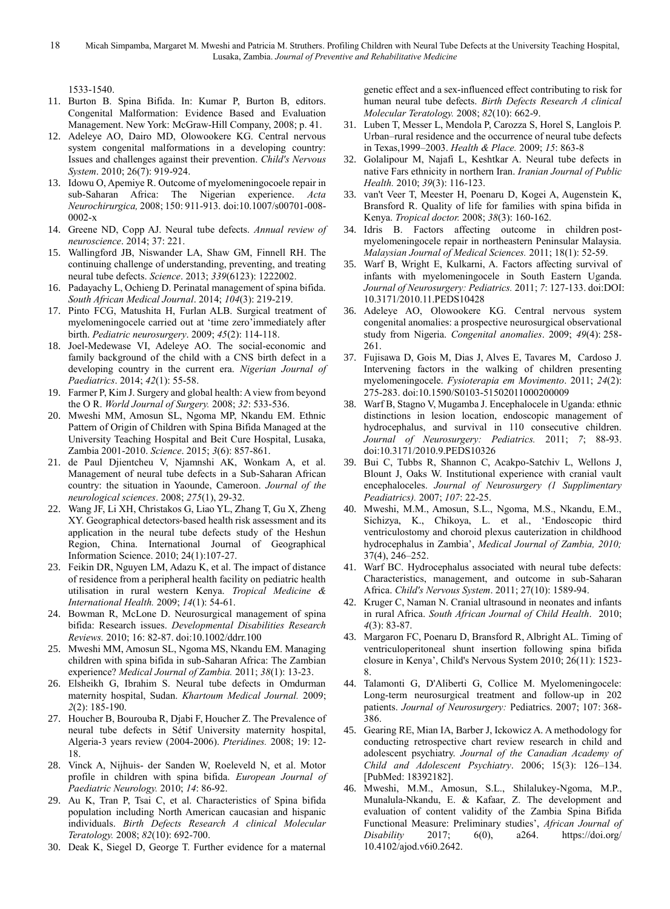1533-1540.

11. Burton B. Spina Bifida. In: Kumar P, Burton B, editors. Congenital Malformation: Evidence Based and Evaluation Management. New York: McGraw-Hill Company, 2008; p. 41.
12. Adeleye AO, Dairo MD, Olowookere KG. Central nervous system congenital malformations in a developing country: Issues and challenges against their prevention. *Child's Nervous System*. 2010; 26(7): 919-924.
13. Idowu O, Apemiye R. Outcome of myelomeningocoele repair in sub-Saharan Africa: The Nigerian experience. *Acta Neurochirurgica,* 2008; 150: 911-913. doi:10.1007/s00701-008-0002-x
14. Greene ND, Copp AJ. Neural tube defects. *Annual review of neuroscience*. 2014; 37: 221.
15. Wallingford JB, Niswander LA, Shaw GM, Finnell RH. The continuing challenge of understanding, preventing, and treating neural tube defects. *Science*. 2013; *339*(6123): 1222002.
16. Padayachy L, Ochieng D. Perinatal management of spina bifida. *South African Medical Journal*. 2014; *104*(3): 219-219.
17. Pinto FCG, Matushita H, Furlan ALB. Surgical treatment of myelomeningocele carried out at 'time zero'immediately after birth. *Pediatric neurosurgery*. 2009; *45*(2): 114-118.
18. Joel-Medewase VI, Adeleye AO. The social-economic and family background of the child with a CNS birth defect in a developing country in the current era. *Nigerian Journal of Paediatrics*. 2014; *42*(1): 55-58.
19. Farmer P, Kim J. Surgery and global health: A view from beyond the O R. *World Journal of Surgery.* 2008; *32*: 533-536.
20. Mweshi MM, Amosun SL, Ngoma MP, Nkandu EM. Ethnic Pattern of Origin of Children with Spina Bifida Managed at the University Teaching Hospital and Beit Cure Hospital, Lusaka, Zambia 2001-2010. *Science*. 2015; *3*(6): 857-861.
21. de Paul Djientcheu V, Njamnshi AK, Wonkam A, et al. Management of neural tube defects in a Sub-Saharan African country: the situation in Yaounde, Cameroon. *Journal of the neurological sciences*. 2008; *275*(1), 29-32.
22. Wang JF, Li XH, Christakos G, Liao YL, Zhang T, Gu X, Zheng XY. Geographical detectors-based health risk assessment and its application in the neural tube defects study of the Heshun Region, China. International Journal of Geographical Information Science. 2010; 24(1):107-27.
23. Feikin DR, Nguyen LM, Adazu K, et al. The impact of distance of residence from a peripheral health facility on pediatric health utilisation in rural western Kenya. *Tropical Medicine & International Health.* 2009; *14*(1): 54-61.
24. Bowman R, McLone D. Neurosurgical management of spina bifida: Research issues. *Developmental Disabilities Research Reviews.* 2010; 16: 82-87. doi:10.1002/ddrr.100
25. Mweshi MM, Amosun SL, Ngoma MS, Nkandu EM. Managing children with spina bifida in sub-Saharan Africa: The Zambian experience? *Medical Journal of Zambia.* 2011; *38*(1): 13-23.
26. Elsheikh G, Ibrahim S. Neural tube defects in Omdurman maternity hospital, Sudan. *Khartoum Medical Journal.* 2009; *2*(2): 185-190.
27. Houcher B, Bourouba R, Djabi F, Houcher Z. The Prevalence of neural tube defects in Sétif University maternity hospital, Algeria-3 years review (2004-2006). *Pteridines.* 2008; 19: 12-18.
28. Vinck A, Nijhuis- der Sanden W, Roeleveld N, et al. Motor profile in children with spina bifida. *European Journal of Paediatric Neurology.* 2010; *14*: 86-92.
29. Au K, Tran P, Tsai C, et al. Characteristics of Spina bifida population including North American caucasian and hispanic individuals. *Birth Defects Research A clinical Molecular Teratology.* 2008; *82*(10): 692-700.
30. Deak K, Siegel D, George T. Further evidence for a maternal genetic effect and a sex-influenced effect contributing to risk for human neural tube defects. *Birth Defects Research A clinical Molecular Teratology.* 2008; *82*(10): 662-9.
31. Luben T, Messer L, Mendola P, Carozza S, Horel S, Langlois P. Urban–rural residence and the occurrence of neural tube defects in Texas,1999–2003. *Health & Place.* 2009; *15*: 863-8
32. Golalipour M, Najafi L, Keshtkar A. Neural tube defects in native Fars ethnicity in northern Iran. *Iranian Journal of Public Health.* 2010; *39*(3): 116-123.
33. van't Veer T, Meester H, Poenaru D, Kogei A, Augenstein K, Bransford R. Quality of life for families with spina bifida in Kenya. *Tropical doctor.* 2008; *38*(3): 160-162.
34. Idris B. Factors affecting outcome in children post-myelomeningocele repair in northeastern Peninsular Malaysia. *Malaysian Journal of Medical Sciences.* 2011; 18(1): 52-59.
35. Warf B, Wright E, Kulkarni, A. Factors affecting survival of infants with myelomeningocele in South Eastern Uganda. *Journal of Neurosurgery: Pediatrics.* 2011; *7*: 127-133. doi:DOI: 10.3171/2010.11.PEDS10428
36. Adeleye AO, Olowookere KG. Central nervous system congenital anomalies: a prospective neurosurgical observational study from Nigeria. *Congenital anomalies*. 2009; *49*(4): 258-261.
37. Fujisawa D, Gois M, Dias J, Alves E, Tavares M, Cardoso J. Intervening factors in the walking of children presenting myelomeningocele. *Fysioterapia em Movimento*. 2011; *24*(2): 275-283. doi:10.1590/S0103-51502011000200009
38. Warf B, Stagno V, Mugamba J. Encephalocele in Uganda: ethnic distinctions in lesion location, endoscopic management of hydrocephalus, and survival in 110 consecutive children. *Journal of Neurosurgery: Pediatrics.* 2011; *7*; 88-93. doi:10.3171/2010.9.PEDS10326
39. Bui C, Tubbs R, Shannon C, Acakpo-Satchiv L, Wellons J, Blount J, Oaks W. Institutional experience with cranial vault encephaloceles. *Journal of Neurosurgery (1 Supplimentary Peadiatrics).* 2007; *107*: 22-25.
40. Mweshi, M.M., Amosun, S.L., Ngoma, M.S., Nkandu, E.M., Sichizya, K., Chikoya, L. et al., 'Endoscopic third ventriculostomy and choroid plexus cauterization in childhood hydrocephalus in Zambia', *Medical Journal of Zambia, 2010;* 37(4), 246–252.
41. Warf BC. Hydrocephalus associated with neural tube defects: Characteristics, management, and outcome in sub-Saharan Africa. *Child's Nervous System*. 2011; 27(10): 1589-94.
42. Kruger C, Naman N. Cranial ultrasound in neonates and infants in rural Africa. *South African Journal of Child Health*. 2010; *4*(3): 83-87.
43. Margaron FC, Poenaru D, Bransford R, Albright AL. Timing of ventriculoperitoneal shunt insertion following spina bifida closure in Kenya', Child's Nervous System 2010; 26(11): 1523-8.
44. Talamonti G, D'Aliberti G, Collice M. Myelomeningocele: Long-term neurosurgical treatment and follow-up in 202 patients. *Journal of Neurosurgery:* Pediatrics. 2007; 107: 368-386.
45. Gearing RE, Mian IA, Barber J, Ickowicz A. A methodology for conducting retrospective chart review research in child and adolescent psychiatry. *Journal of the Canadian Academy of Child and Adolescent Psychiatry*. 2006; 15(3): 126–134. [PubMed: 18392182].
46. Mweshi, M.M., Amosun, S.L., Shilalukey-Ngoma, M.P., Munalula-Nkandu, E. & Kafaar, Z. The development and evaluation of content validity of the Zambia Spina Bifida Functional Measure: Preliminary studies', *African Journal of Disability* 2017; 6(0), a264. https://doi.org/ 10.4102/ajod.v6i0.2642.